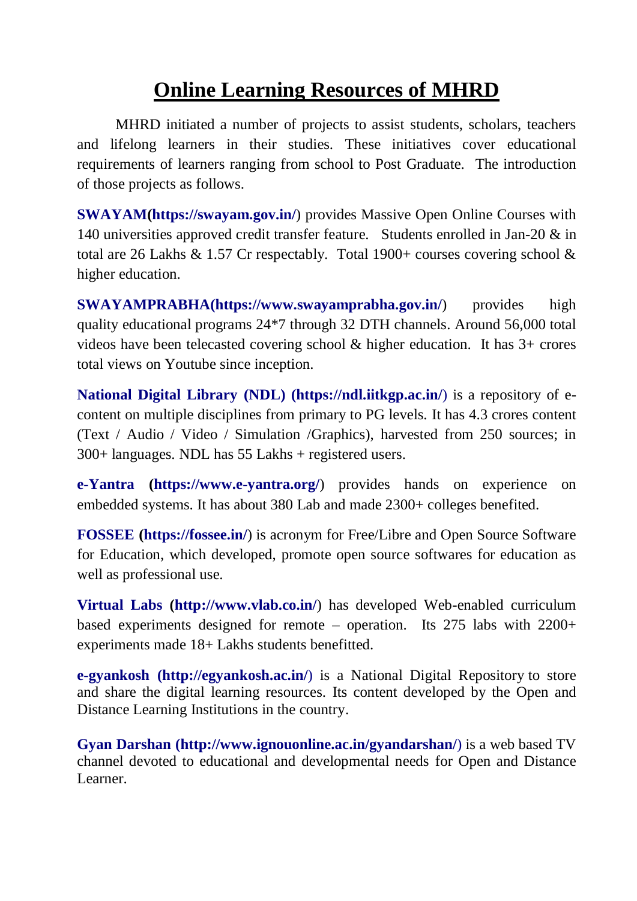# Online Learning Resources of MHRD

MHRD initiated a number of projects to assist students, scholars, teachers and lifelong learners in their studies. These initiatives cover educational requirements of learners ranging from school to Post Graduate. The introduction of those projects as follows.

**SWAYAM(https://swayam.gov.in/)** provides Massive Open Online Courses with 140 universities approved credit transfer feature. Students enrolled in Jan-20 & in total are 26 Lakhs & 1.57 Cr respectably. Total 1900+ courses covering school & higher education.

**SWAYAMPRABHA(https://www.swayamprabha.gov.in/)** provides high quality educational programs 24*7 through 32 DTH channels. Around 56,000 total videos have been telecasted covering school & higher education. It has 3+ crores total views on Youtube since inception.

**National Digital Library (NDL) (https://ndl.iitkgp.ac.in/)** is a repository of e-content on multiple disciplines from primary to PG levels. It has 4.3 crores content (Text / Audio / Video / Simulation /Graphics), harvested from 250 sources; in 300+ languages. NDL has 55 Lakhs + registered users.

**e-Yantra (https://www.e-yantra.org/)** provides hands on experience on embedded systems. It has about 380 Lab and made 2300+ colleges benefited.

**FOSSEE (https://fossee.in/)** is acronym for Free/Libre and Open Source Software for Education, which developed, promote open source softwares for education as well as professional use.

**Virtual Labs (http://www.vlab.co.in/)** has developed Web-enabled curriculum based experiments designed for remote – operation. Its 275 labs with 2200+ experiments made 18+ Lakhs students benefitted.

**e-gyankosh (http://egyankosh.ac.in/)** is a National Digital Repository to store and share the digital learning resources. Its content developed by the Open and Distance Learning Institutions in the country.

**Gyan Darshan (http://www.ignouonline.ac.in/gyandarshan/)** is a web based TV channel devoted to educational and developmental needs for Open and Distance Learner.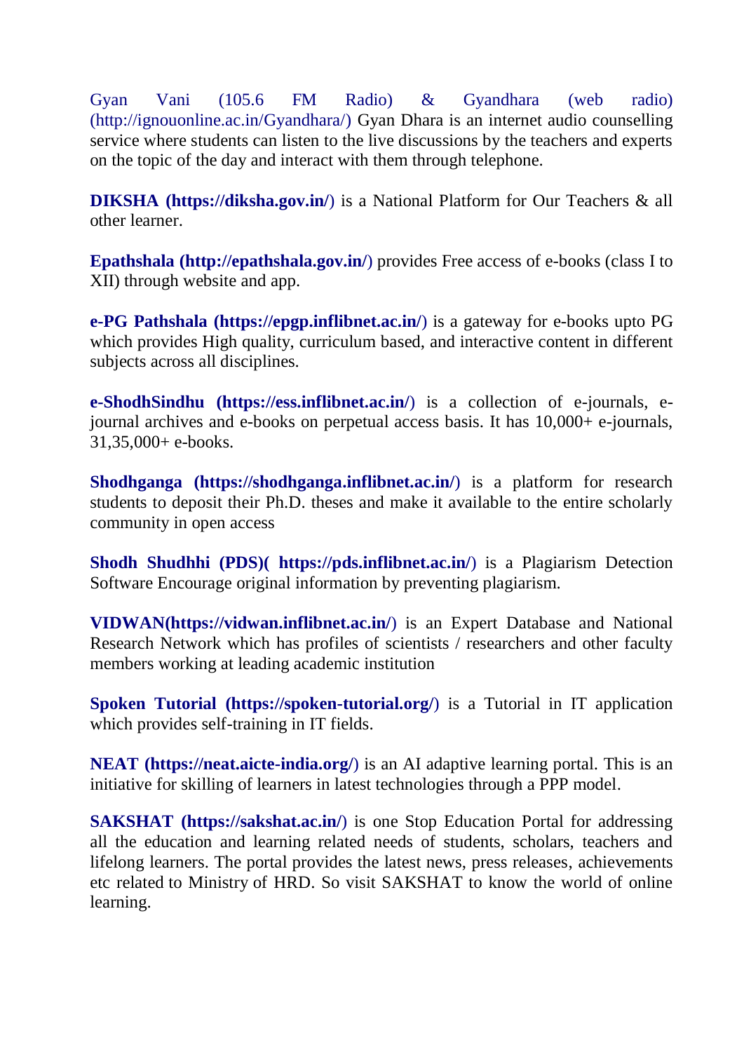Gyan Vani (105.6 FM Radio) & Gyandhara (web radio) (http://ignouonline.ac.in/Gyandhara/) Gyan Dhara is an internet audio counselling service where students can listen to the live discussions by the teachers and experts on the topic of the day and interact with them through telephone.

**DIKSHA (https://diksha.gov.in/)** is a National Platform for Our Teachers & all other learner.

**Epathshala (http://epathshala.gov.in/)** provides Free access of e-books (class I to XII) through website and app.

**e-PG Pathshala (https://epgp.inflibnet.ac.in/)** is a gateway for e-books upto PG which provides High quality, curriculum based, and interactive content in different subjects across all disciplines.

**e-ShodhSindhu (https://ess.inflibnet.ac.in/)** is a collection of e-journals, e-journal archives and e-books on perpetual access basis. It has 10,000+ e-journals, 31,35,000+ e-books.

**Shodhganga (https://shodhganga.inflibnet.ac.in/)** is a platform for research students to deposit their Ph.D. theses and make it available to the entire scholarly community in open access

**Shodh Shudhhi (PDS)( https://pds.inflibnet.ac.in/)** is a Plagiarism Detection Software Encourage original information by preventing plagiarism.

**VIDWAN(https://vidwan.inflibnet.ac.in/)** is an Expert Database and National Research Network which has profiles of scientists / researchers and other faculty members working at leading academic institution

**Spoken Tutorial (https://spoken-tutorial.org/)** is a Tutorial in IT application which provides self-training in IT fields.

**NEAT (https://neat.aicte-india.org/)** is an AI adaptive learning portal. This is an initiative for skilling of learners in latest technologies through a PPP model.

**SAKSHAT (https://sakshat.ac.in/)** is one Stop Education Portal for addressing all the education and learning related needs of students, scholars, teachers and lifelong learners. The portal provides the latest news, press releases, achievements etc related to Ministry of HRD. So visit SAKSHAT to know the world of online learning.